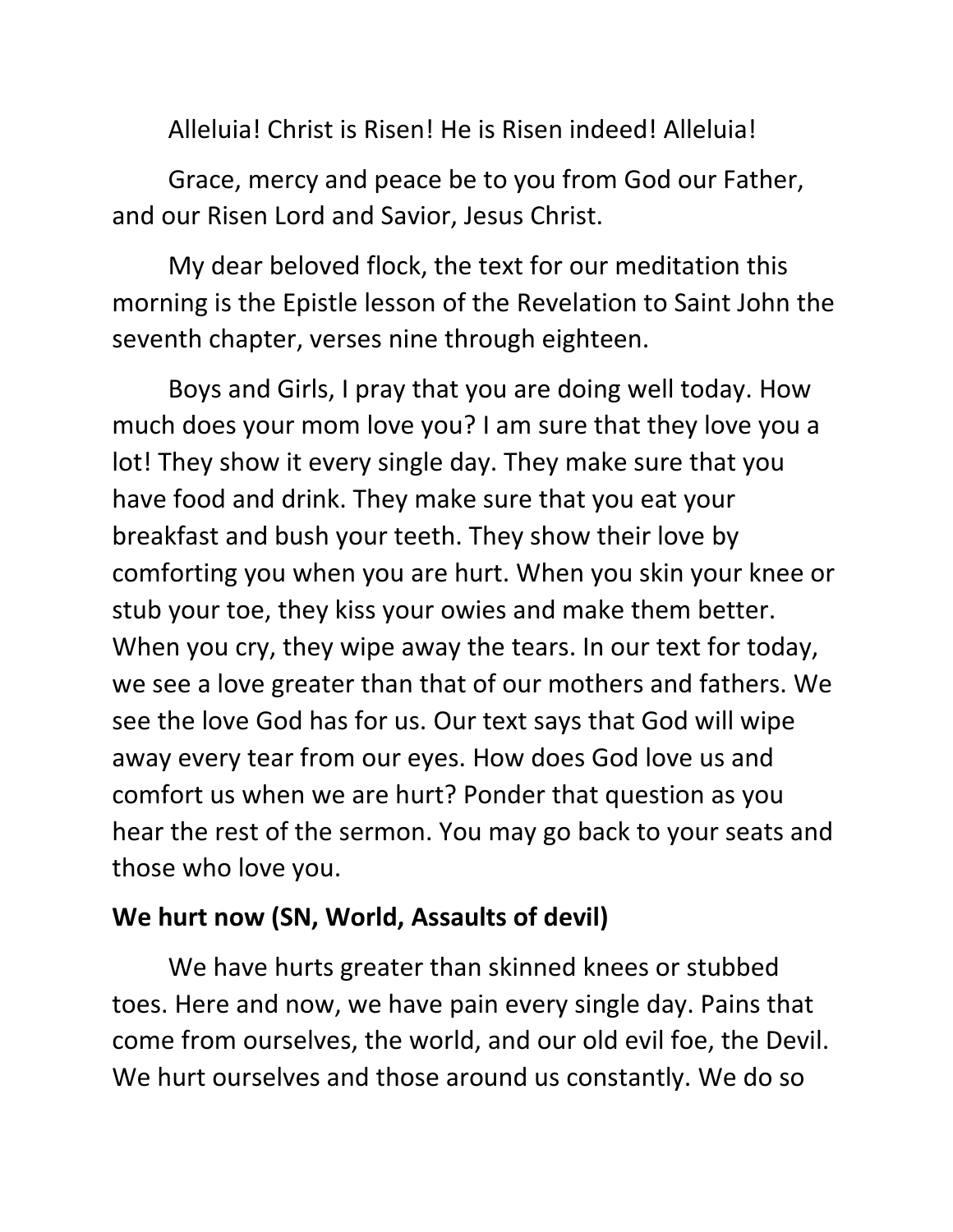Alleluia! Christ is Risen! He is Risen indeed! Alleluia!

Grace, mercy and peace be to you from God our Father, and our Risen Lord and Savior, Jesus Christ.

My dear beloved flock, the text for our meditation this morning is the Epistle lesson of the Revelation to Saint John the seventh chapter, verses nine through eighteen.

Boys and Girls, I pray that you are doing well today. How much does your mom love you? I am sure that they love you a lot! They show it every single day. They make sure that you have food and drink. They make sure that you eat your breakfast and bush your teeth. They show their love by comforting you when you are hurt. When you skin your knee or stub your toe, they kiss your owies and make them better. When you cry, they wipe away the tears. In our text for today, we see a love greater than that of our mothers and fathers. We see the love God has for us. Our text says that God will wipe away every tear from our eyes. How does God love us and comfort us when we are hurt? Ponder that question as you hear the rest of the sermon. You may go back to your seats and those who love you.

**We hurt now (SN, World, Assaults of devil)**

We have hurts greater than skinned knees or stubbed toes. Here and now, we have pain every single day. Pains that come from ourselves, the world, and our old evil foe, the Devil. We hurt ourselves and those around us constantly. We do so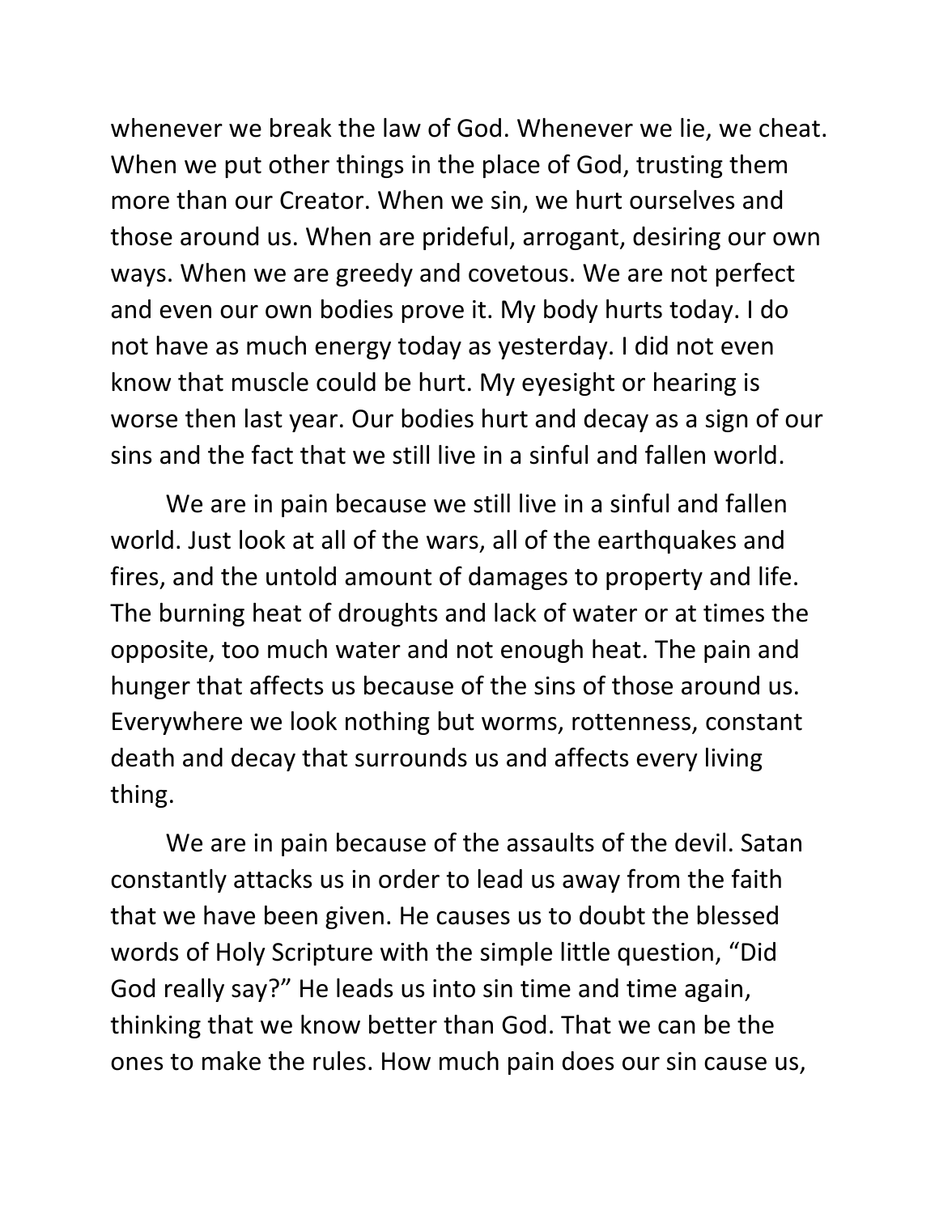whenever we break the law of God. Whenever we lie, we cheat. When we put other things in the place of God, trusting them more than our Creator. When we sin, we hurt ourselves and those around us. When are prideful, arrogant, desiring our own ways. When we are greedy and covetous. We are not perfect and even our own bodies prove it. My body hurts today. I do not have as much energy today as yesterday. I did not even know that muscle could be hurt. My eyesight or hearing is worse then last year. Our bodies hurt and decay as a sign of our sins and the fact that we still live in a sinful and fallen world.

We are in pain because we still live in a sinful and fallen world. Just look at all of the wars, all of the earthquakes and fires, and the untold amount of damages to property and life. The burning heat of droughts and lack of water or at times the opposite, too much water and not enough heat. The pain and hunger that affects us because of the sins of those around us. Everywhere we look nothing but worms, rottenness, constant death and decay that surrounds us and affects every living thing.

We are in pain because of the assaults of the devil. Satan constantly attacks us in order to lead us away from the faith that we have been given. He causes us to doubt the blessed words of Holy Scripture with the simple little question, "Did God really say?" He leads us into sin time and time again, thinking that we know better than God. That we can be the ones to make the rules. How much pain does our sin cause us,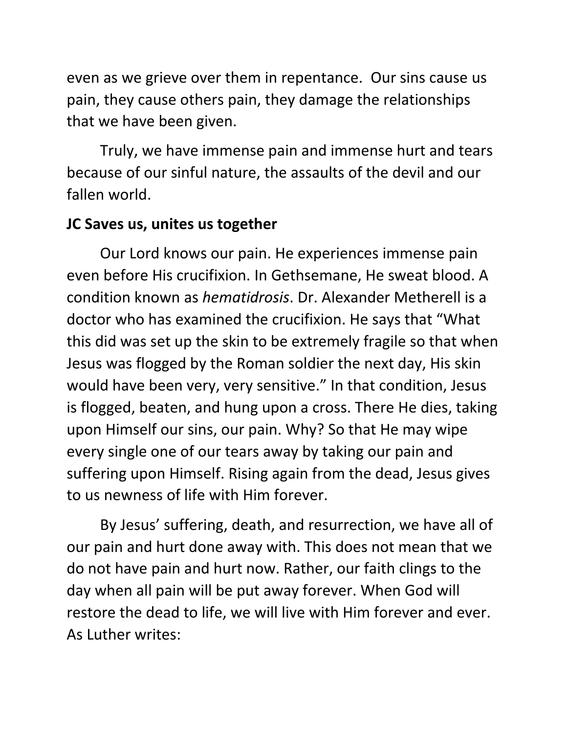even as we grieve over them in repentance.  Our sins cause us pain, they cause others pain, they damage the relationships that we have been given.

Truly, we have immense pain and immense hurt and tears because of our sinful nature, the assaults of the devil and our fallen world.

**JC Saves us, unites us together**

Our Lord knows our pain. He experiences immense pain even before His crucifixion. In Gethsemane, He sweat blood. A condition known as *hematidrosis*. Dr. Alexander Metherell is a doctor who has examined the crucifixion. He says that “What this did was set up the skin to be extremely fragile so that when Jesus was flogged by the Roman soldier the next day, His skin would have been very, very sensitive.” In that condition, Jesus is flogged, beaten, and hung upon a cross. There He dies, taking upon Himself our sins, our pain. Why? So that He may wipe every single one of our tears away by taking our pain and suffering upon Himself. Rising again from the dead, Jesus gives to us newness of life with Him forever.

By Jesus’ suffering, death, and resurrection, we have all of our pain and hurt done away with. This does not mean that we do not have pain and hurt now. Rather, our faith clings to the day when all pain will be put away forever. When God will restore the dead to life, we will live with Him forever and ever. As Luther writes: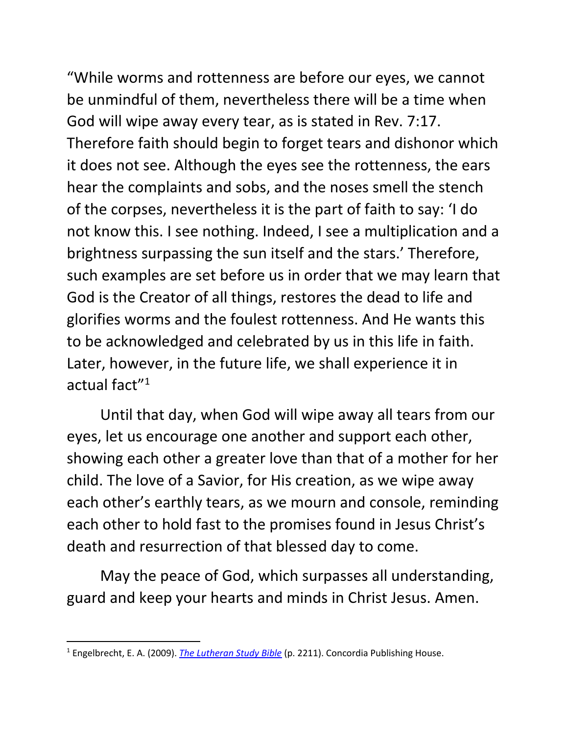"While worms and rottenness are before our eyes, we cannot be unmindful of them, nevertheless there will be a time when God will wipe away every tear, as is stated in Rev. 7:17. Therefore faith should begin to forget tears and dishonor which it does not see. Although the eyes see the rottenness, the ears hear the complaints and sobs, and the noses smell the stench of the corpses, nevertheless it is the part of faith to say: 'I do not know this. I see nothing. Indeed, I see a multiplication and a brightness surpassing the sun itself and the stars.' Therefore, such examples are set before us in order that we may learn that God is the Creator of all things, restores the dead to life and glorifies worms and the foulest rottenness. And He wants this to be acknowledged and celebrated by us in this life in faith. Later, however, in the future life, we shall experience it in actual fact"[1]

Until that day, when God will wipe away all tears from our eyes, let us encourage one another and support each other, showing each other a greater love than that of a mother for her child. The love of a Savior, for His creation, as we wipe away each other's earthly tears, as we mourn and console, reminding each other to hold fast to the promises found in Jesus Christ's death and resurrection of that blessed day to come.

May the peace of God, which surpasses all understanding, guard and keep your hearts and minds in Christ Jesus. Amen.

---

[1] Engelbrecht, E. A. (2009). *The Lutheran Study Bible* (p. 2211). Concordia Publishing House.